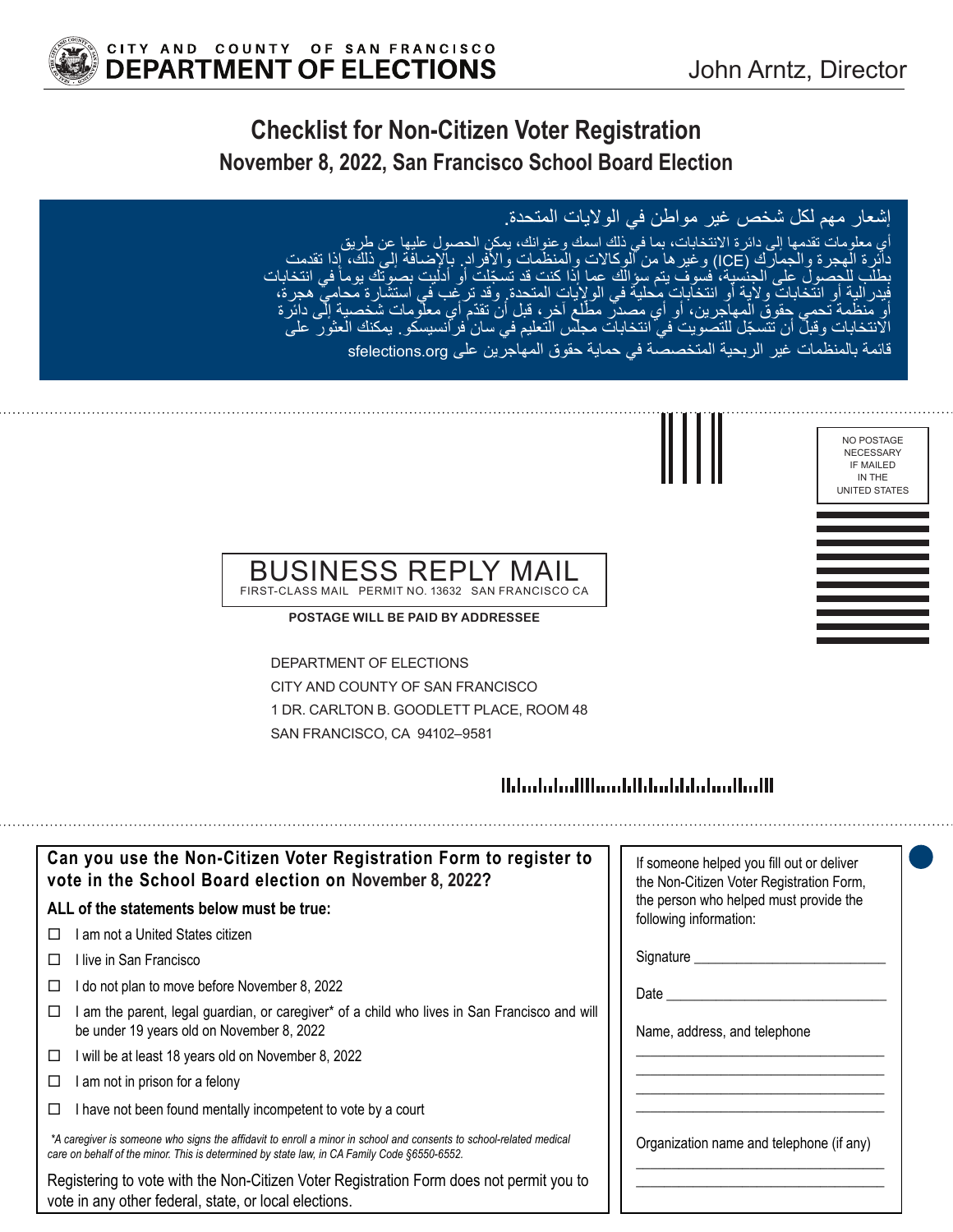CITY AND COUNTY OF SAN FRANCISCO
**DEPARTMENT OF ELECTIONS**

John Arntz, Director

# Checklist for Non-Citizen Voter Registration

## November 8, 2022, San Francisco School Board Election

إشعار مهم لكل شخص غير مواطن في الولايات المتحدة.

أي معلومات تقدمها إلى دائرة الانتخابات، بما في ذلك اسمك وعنوانك، يمكن الحصول عليها عن طريق دائرة الهجرة والجمارك (ICE) وغيرها من الوكالات والمنظمات والأفراد. بالإضافة إلى ذلك، إذا تقدمت بطلب للحصول على الجنسية، فسوف يتم سؤالك عما إذا كنت قد تسجّلت أو أدليت بصوتك يوماً في انتخابات فيدرالية أو انتخابات ولاية أو انتخابات محلية في الولايات المتحدة. وقد ترغب في استشارة محامي هجرة، أو منظمة تحمي حقوق المهاجرين، أو أي مصدر مطّلع آخر، قبل أن تقدّم أي معلومات شخصية إلى دائرة الانتخابات وقبل أن تسجّل للتصويت في انتخابات مجلس التعليم في سان فرانسيسكو. يمكنك العثور على قائمة بالمنظمات غير الربحية المتخصصة في حماية حقوق المهاجرين على sfelections.org

NO POSTAGE NECESSARY IF MAILED IN THE UNITED STATES

**BUSINESS REPLY MAIL**
FIRST-CLASS MAIL PERMIT NO. 13632 SAN FRANCISCO CA

**POSTAGE WILL BE PAID BY ADDRESSEE**

DEPARTMENT OF ELECTIONS
CITY AND COUNTY OF SAN FRANCISCO
1 DR. CARLTON B. GOODLETT PLACE, ROOM 48
SAN FRANCISCO, CA 94102–9581

### Can you use the Non-Citizen Voter Registration Form to register to vote in the School Board election on November 8, 2022?

**ALL of the statements below must be true:**

- ☐ I am not a United States citizen
- ☐ I live in San Francisco
- ☐ I do not plan to move before November 8, 2022
- ☐ I am the parent, legal guardian, or caregiver* of a child who lives in San Francisco and will be under 19 years old on November 8, 2022
- ☐ I will be at least 18 years old on November 8, 2022
- ☐ I am not in prison for a felony
- ☐ I have not been found mentally incompetent to vote by a court

*\*A caregiver is someone who signs the affidavit to enroll a minor in school and consents to school-related medical care on behalf of the minor. This is determined by state law, in CA Family Code §6550-6552.*

Registering to vote with the Non-Citizen Voter Registration Form does not permit you to vote in any other federal, state, or local elections.

If someone helped you fill out or deliver the Non-Citizen Voter Registration Form, the person who helped must provide the following information:

Signature ___________________________

Date ___________________________

Name, address, and telephone

___________________________________
___________________________________
___________________________________
___________________________________

Organization name and telephone (if any)

___________________________________
___________________________________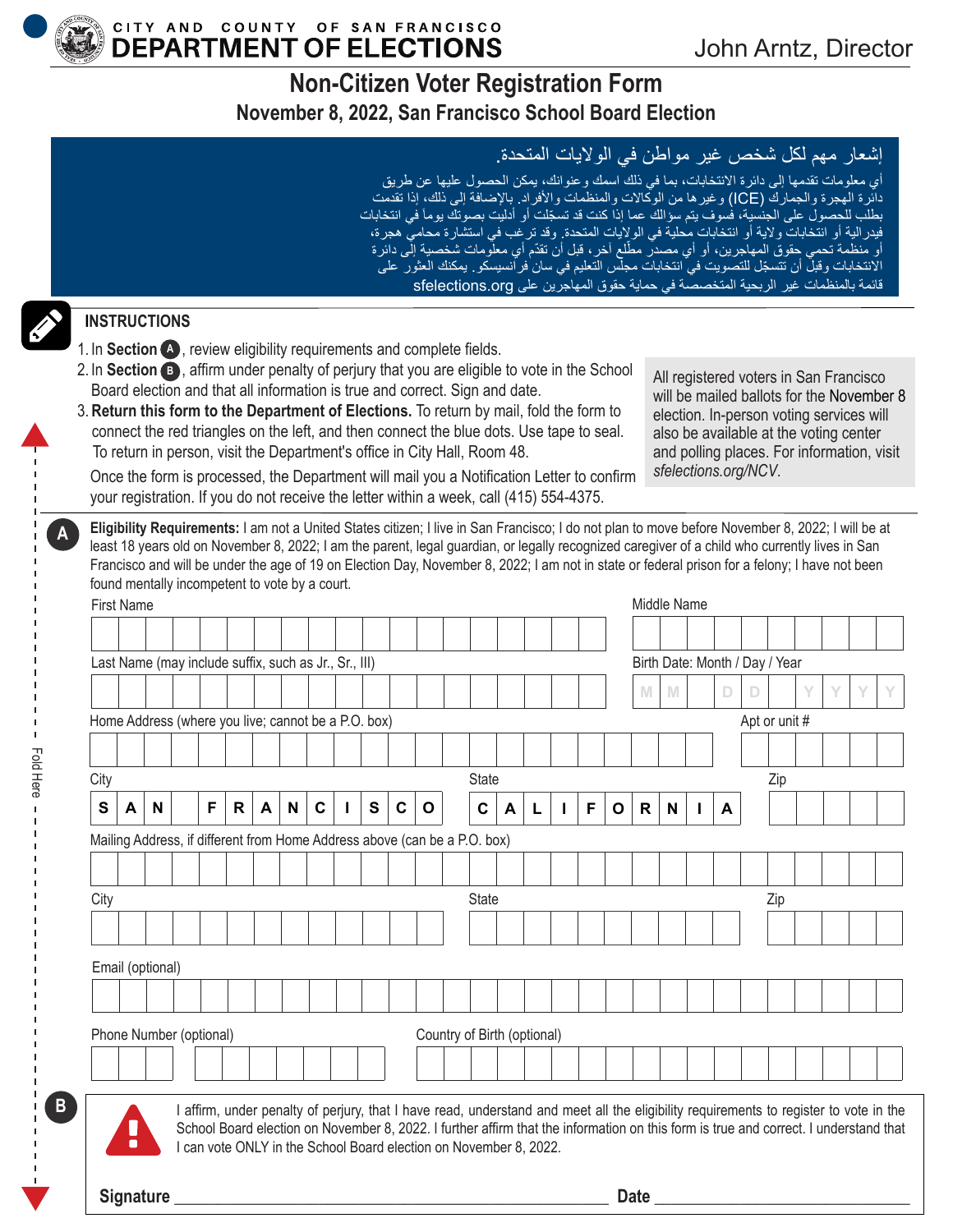CITY AND COUNTY OF SAN FRANCISCO
**DEPARTMENT OF ELECTIONS**

John Arntz, Director

# Non-Citizen Voter Registration Form

## November 8, 2022, San Francisco School Board Election

إشعار مهم لكل شخص غير مواطن في الولايات المتحدة.

أي معلومات تقدمها إلى دائرة الانتخابات، بما في ذلك اسمك وعنوانك، يمكن الحصول عليها عن طريق دائرة الهجرة والجمارك (ICE) وغيرها من الوكالات والمنظمات والأفراد. بالإضافة إلى ذلك، إذا تقدمت بطلب للحصول على الجنسية، فسوف يتم سؤالك عما إذا كنت قد تسجّلت أو أدليت بصوتك يوماً في انتخابات فيدرالية أو انتخابات ولاية أو انتخابات محلية في الولايات المتحدة. وقد ترغب في استشارة محامي هجرة، أو منظمة تحمي حقوق المهاجرين، أو أي مصدر مطّلع آخر، قبل أن تقدّم أي معلومات شخصية إلى دائرة الانتخابات وقبل أن تتسجّل للتصويت في انتخابات مجلس التعليم في سان فرانسيسكو. يمكنك العثور على قائمة بالمنظمات غير الربحية المتخصصة في حماية حقوق المهاجرين على sfelections.org

### INSTRUCTIONS

1. In **Section A**, review eligibility requirements and complete fields.
2. In **Section B**, affirm under penalty of perjury that you are eligible to vote in the School Board election and that all information is true and correct. Sign and date.
3. **Return this form to the Department of Elections.** To return by mail, fold the form to connect the red triangles on the left, and then connect the blue dots. Use tape to seal. To return in person, visit the Department's office in City Hall, Room 48.

Once the form is processed, the Department will mail you a Notification Letter to confirm your registration. If you do not receive the letter within a week, call (415) 554-4375.

All registered voters in San Francisco will be mailed ballots for the November 8 election. In-person voting services will also be available at the voting center and polling places. For information, visit *sfelections.org/NCV*.

Fold Here

**A**

**Eligibility Requirements:** I am not a United States citizen; I live in San Francisco; I do not plan to move before November 8, 2022; I will be at least 18 years old on November 8, 2022; I am the parent, legal guardian, or legally recognized caregiver of a child who currently lives in San Francisco and will be under the age of 19 on Election Day, November 8, 2022; I am not in state or federal prison for a felony; I have not been found mentally incompetent to vote by a court.

First Name ____________________ Middle Name ____________________

Last Name (may include suffix, such as Jr., Sr., III) ____________________ Birth Date: Month / Day / Year M M D D Y Y Y Y

Home Address (where you live; cannot be a P.O. box) ____________________ Apt or unit # ________

City: SAN FRANCISCO  State: CALIFORNIA  Zip ________

Mailing Address, if different from Home Address above (can be a P.O. box) ____________________

City ____________________ State ____________________ Zip ________

Email (optional) ____________________

Phone Number (optional) ____________________ Country of Birth (optional) ____________________

**B**

I affirm, under penalty of perjury, that I have read, understand and meet all the eligibility requirements to register to vote in the School Board election on November 8, 2022. I further affirm that the information on this form is true and correct. I understand that I can vote ONLY in the School Board election on November 8, 2022.

**Signature** ______________________________ **Date** ____________________